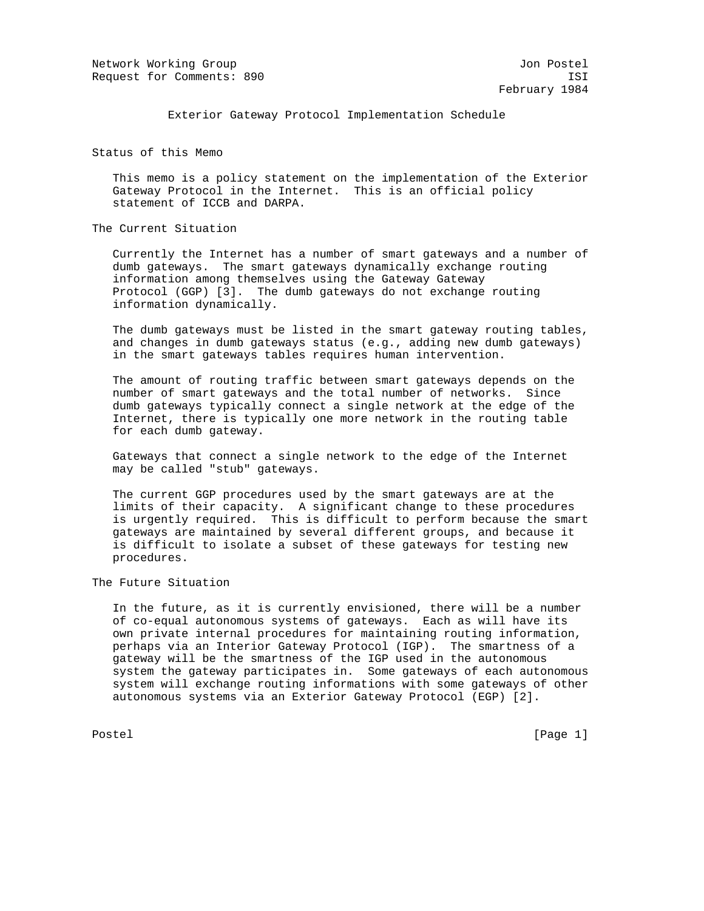Network Working Group Jon Postel
Request for Comments: 890 ISI
February 1984

# Exterior Gateway Protocol Implementation Schedule

## Status of this Memo

This memo is a policy statement on the implementation of the Exterior Gateway Protocol in the Internet. This is an official policy statement of ICCB and DARPA.

## The Current Situation

Currently the Internet has a number of smart gateways and a number of dumb gateways. The smart gateways dynamically exchange routing information among themselves using the Gateway Gateway Protocol (GGP) [3]. The dumb gateways do not exchange routing information dynamically.

The dumb gateways must be listed in the smart gateway routing tables, and changes in dumb gateways status (e.g., adding new dumb gateways) in the smart gateways tables requires human intervention.

The amount of routing traffic between smart gateways depends on the number of smart gateways and the total number of networks. Since dumb gateways typically connect a single network at the edge of the Internet, there is typically one more network in the routing table for each dumb gateway.

Gateways that connect a single network to the edge of the Internet may be called "stub" gateways.

The current GGP procedures used by the smart gateways are at the limits of their capacity. A significant change to these procedures is urgently required. This is difficult to perform because the smart gateways are maintained by several different groups, and because it is difficult to isolate a subset of these gateways for testing new procedures.

## The Future Situation

In the future, as it is currently envisioned, there will be a number of co-equal autonomous systems of gateways. Each as will have its own private internal procedures for maintaining routing information, perhaps via an Interior Gateway Protocol (IGP). The smartness of a gateway will be the smartness of the IGP used in the autonomous system the gateway participates in. Some gateways of each autonomous system will exchange routing informations with some gateways of other autonomous systems via an Exterior Gateway Protocol (EGP) [2].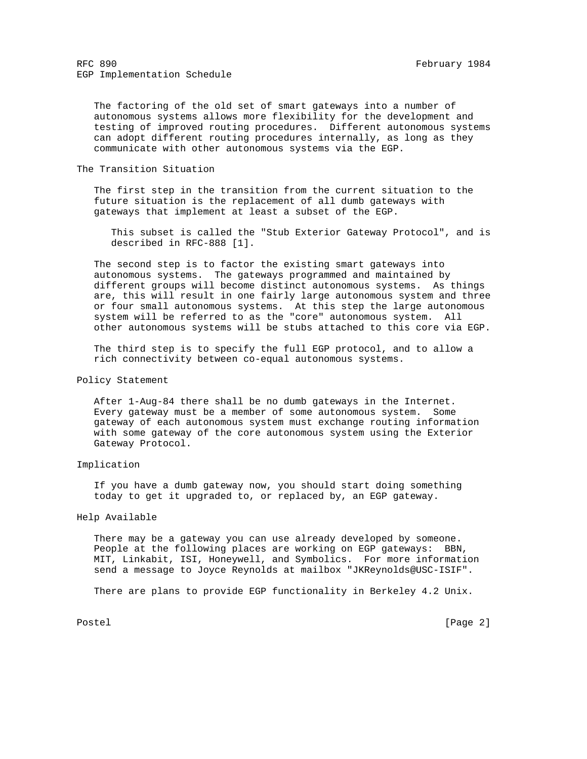The factoring of the old set of smart gateways into a number of autonomous systems allows more flexibility for the development and testing of improved routing procedures. Different autonomous systems can adopt different routing procedures internally, as long as they communicate with other autonomous systems via the EGP.

## The Transition Situation

The first step in the transition from the current situation to the future situation is the replacement of all dumb gateways with gateways that implement at least a subset of the EGP.

> This subset is called the "Stub Exterior Gateway Protocol", and is described in RFC-888 [1].

The second step is to factor the existing smart gateways into autonomous systems. The gateways programmed and maintained by different groups will become distinct autonomous systems. As things are, this will result in one fairly large autonomous system and three or four small autonomous systems. At this step the large autonomous system will be referred to as the "core" autonomous system. All other autonomous systems will be stubs attached to this core via EGP.

The third step is to specify the full EGP protocol, and to allow a rich connectivity between co-equal autonomous systems.

## Policy Statement

After 1-Aug-84 there shall be no dumb gateways in the Internet. Every gateway must be a member of some autonomous system. Some gateway of each autonomous system must exchange routing information with some gateway of the core autonomous system using the Exterior Gateway Protocol.

## Implication

If you have a dumb gateway now, you should start doing something today to get it upgraded to, or replaced by, an EGP gateway.

## Help Available

There may be a gateway you can use already developed by someone. People at the following places are working on EGP gateways: BBN, MIT, Linkabit, ISI, Honeywell, and Symbolics. For more information send a message to Joyce Reynolds at mailbox "JKReynolds@USC-ISIF".

There are plans to provide EGP functionality in Berkeley 4.2 Unix.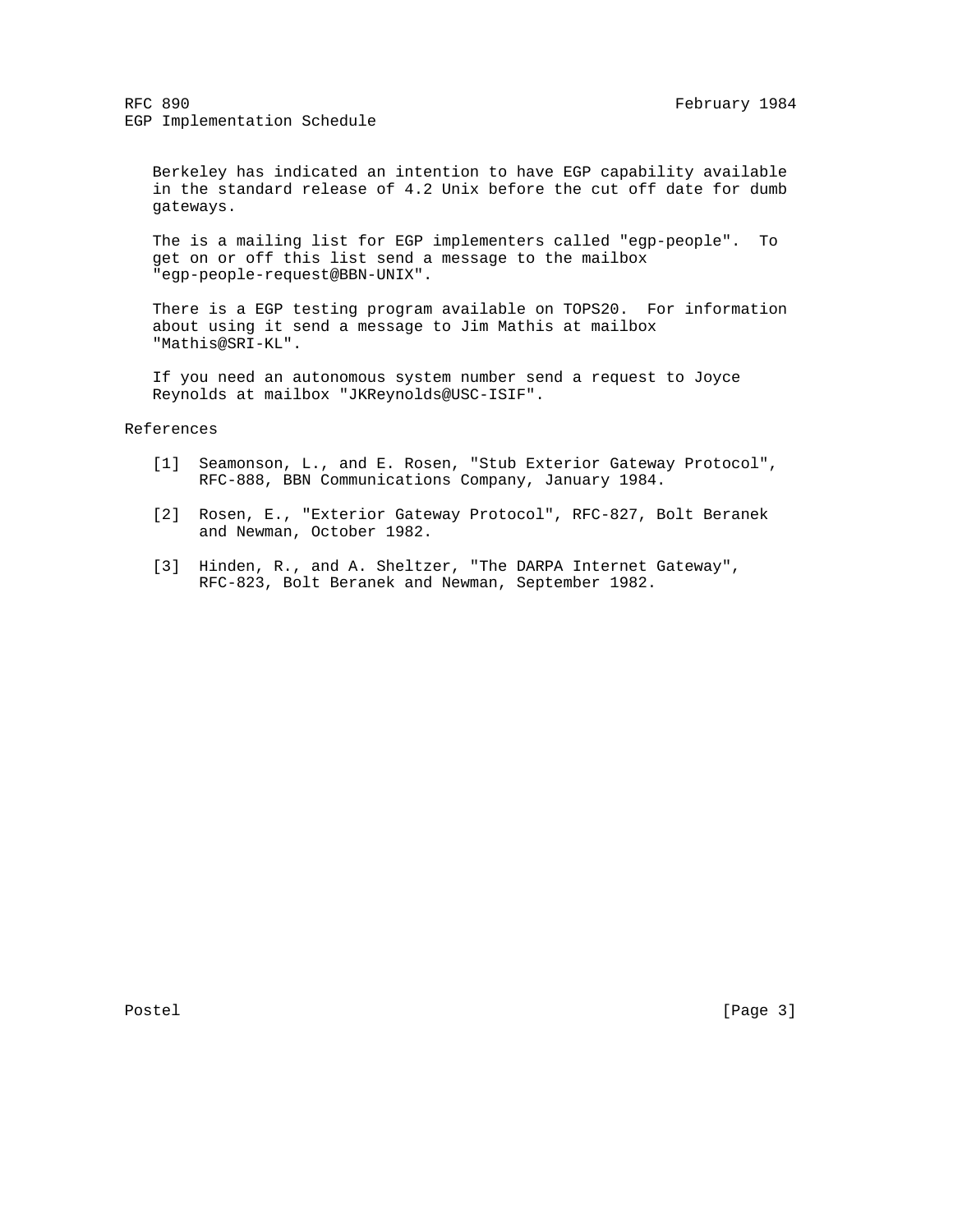Berkeley has indicated an intention to have EGP capability available in the standard release of 4.2 Unix before the cut off date for dumb gateways.

The is a mailing list for EGP implementers called "egp-people". To get on or off this list send a message to the mailbox "egp-people-request@BBN-UNIX".

There is a EGP testing program available on TOPS20. For information about using it send a message to Jim Mathis at mailbox "Mathis@SRI-KL".

If you need an autonomous system number send a request to Joyce Reynolds at mailbox "JKReynolds@USC-ISIF".

## References

[1] Seamonson, L., and E. Rosen, "Stub Exterior Gateway Protocol", RFC-888, BBN Communications Company, January 1984.

[2] Rosen, E., "Exterior Gateway Protocol", RFC-827, Bolt Beranek and Newman, October 1982.

[3] Hinden, R., and A. Sheltzer, "The DARPA Internet Gateway", RFC-823, Bolt Beranek and Newman, September 1982.